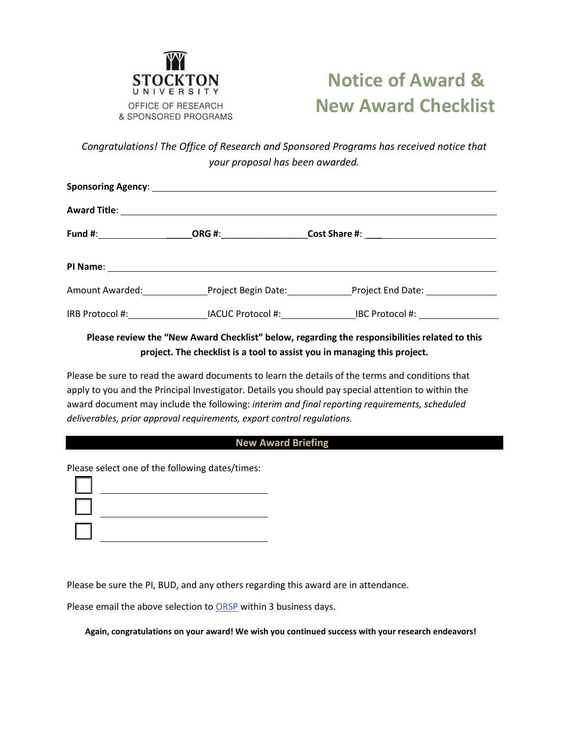STOCKTON UNIVERSITY
OFFICE OF RESEARCH & SPONSORED PROGRAMS

# Notice of Award & New Award Checklist

*Congratulations! The Office of Research and Sponsored Programs has received notice that your proposal has been awarded.*

**Sponsoring Agency**: ______________________________________________

**Award Title**: ______________________________________________

**Fund #**: ____________________ **ORG #**: ________________ **Cost Share #**: ____________________

**PI Name**: ______________________________________________

Amount Awarded: ____________ Project Begin Date: ____________ Project End Date: ____________

IRB Protocol #: ______________ IACUC Protocol #: ______________ IBC Protocol #: ______________

**Please review the "New Award Checklist" below, regarding the responsibilities related to this project. The checklist is a tool to assist you in managing this project.**

Please be sure to read the award documents to learn the details of the terms and conditions that apply to you and the Principal Investigator. Details you should pay special attention to within the award document may include the following: *interim and final reporting requirements, scheduled deliverables, prior approval requirements, export control regulations.*

## New Award Briefing

Please select one of the following dates/times:

- [ ] ______________________________
- [ ] ______________________________
- [ ] ______________________________

Please be sure the PI, BUD, and any others regarding this award are in attendance.

Please email the above selection to ORSP within 3 business days.

**Again, congratulations on your award! We wish you continued success with your research endeavors!**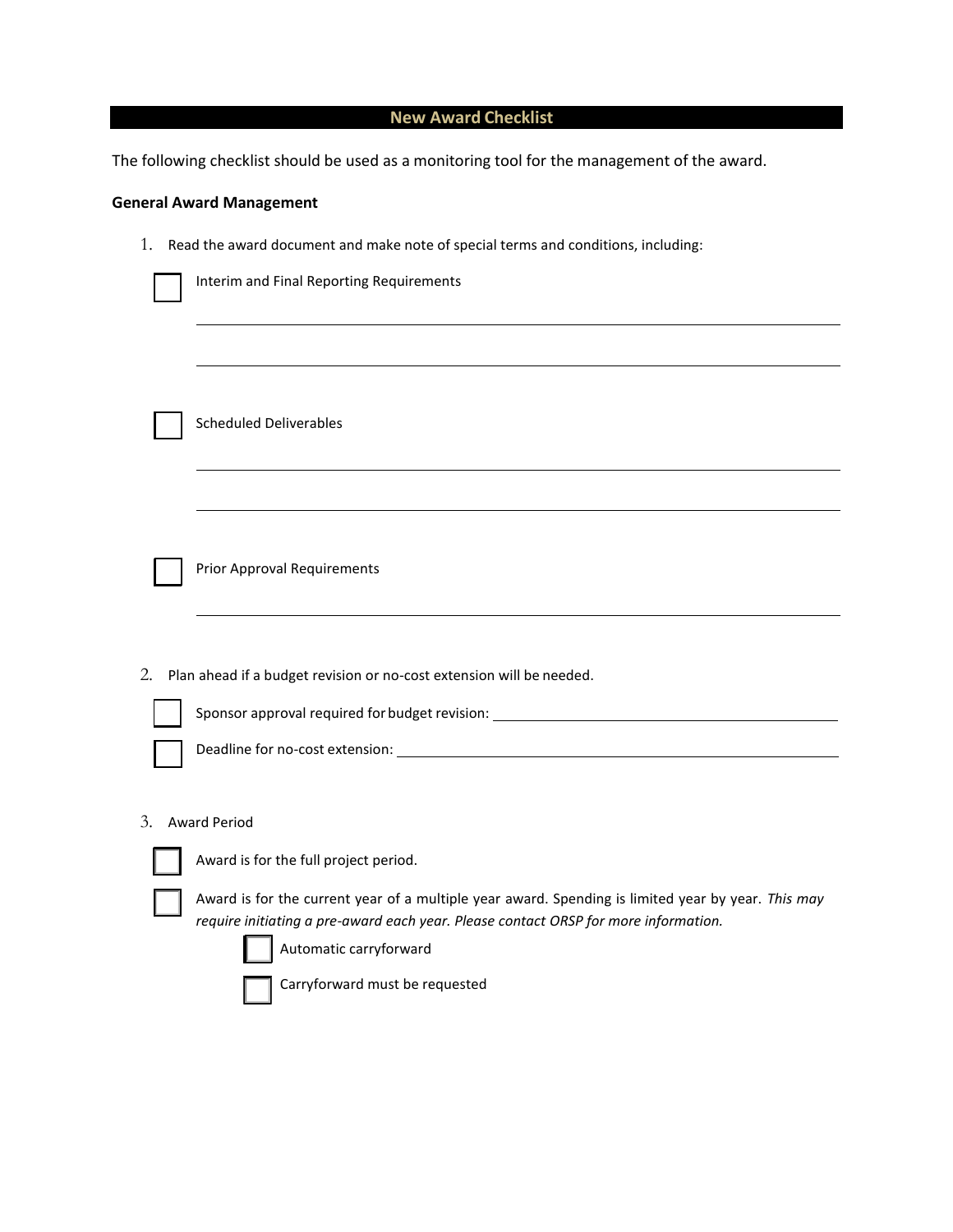## New Award Checklist

The following checklist should be used as a monitoring tool for the management of the award.

**General Award Management**

1. Read the award document and make note of special terms and conditions, including:

   - [ ] Interim and Final Reporting Requirements

     \_\_\_\_\_\_\_\_\_\_\_\_\_\_\_\_\_\_\_\_\_\_\_\_\_\_\_\_\_\_\_\_\_\_\_\_\_\_\_\_\_\_\_\_\_\_\_\_\_\_\_\_

     \_\_\_\_\_\_\_\_\_\_\_\_\_\_\_\_\_\_\_\_\_\_\_\_\_\_\_\_\_\_\_\_\_\_\_\_\_\_\_\_\_\_\_\_\_\_\_\_\_\_\_\_

   - [ ] Scheduled Deliverables

     \_\_\_\_\_\_\_\_\_\_\_\_\_\_\_\_\_\_\_\_\_\_\_\_\_\_\_\_\_\_\_\_\_\_\_\_\_\_\_\_\_\_\_\_\_\_\_\_\_\_\_\_

     \_\_\_\_\_\_\_\_\_\_\_\_\_\_\_\_\_\_\_\_\_\_\_\_\_\_\_\_\_\_\_\_\_\_\_\_\_\_\_\_\_\_\_\_\_\_\_\_\_\_\_\_

   - [ ] Prior Approval Requirements

     \_\_\_\_\_\_\_\_\_\_\_\_\_\_\_\_\_\_\_\_\_\_\_\_\_\_\_\_\_\_\_\_\_\_\_\_\_\_\_\_\_\_\_\_\_\_\_\_\_\_\_\_

2. Plan ahead if a budget revision or no-cost extension will be needed.

   - [ ] Sponsor approval required for budget revision: \_\_\_\_\_\_\_\_\_\_\_\_\_\_\_\_\_\_\_\_\_\_\_\_\_\_\_\_
   - [ ] Deadline for no-cost extension: \_\_\_\_\_\_\_\_\_\_\_\_\_\_\_\_\_\_\_\_\_\_\_\_\_\_\_\_\_\_\_\_\_\_\_\_

3. Award Period

   - [ ] Award is for the full project period.
   - [ ] Award is for the current year of a multiple year award. Spending is limited year by year. *This may require initiating a pre-award each year. Please contact ORSP for more information.*
     - [ ] Automatic carryforward
     - [ ] Carryforward must be requested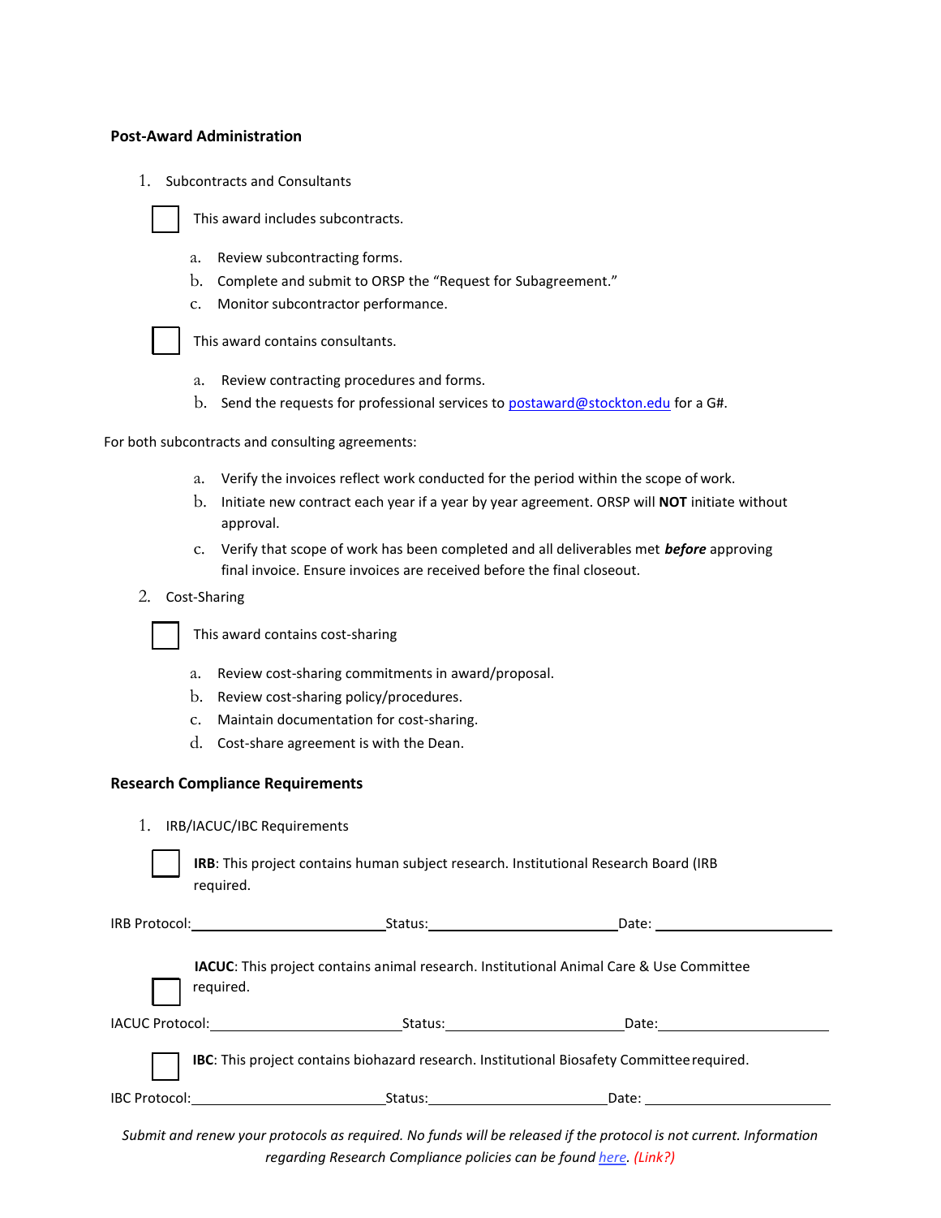## Post-Award Administration

1. Subcontracts and Consultants

☐ This award includes subcontracts.

   a. Review subcontracting forms.
   b. Complete and submit to ORSP the "Request for Subagreement."
   c. Monitor subcontractor performance.

☐ This award contains consultants.

   a. Review contracting procedures and forms.
   b. Send the requests for professional services to [postaward@stockton.edu](mailto:postaward@stockton.edu) for a G#.

For both subcontracts and consulting agreements:

   a. Verify the invoices reflect work conducted for the period within the scope of work.
   b. Initiate new contract each year if a year by year agreement. ORSP will **NOT** initiate without approval.
   c. Verify that scope of work has been completed and all deliverables met ***before*** approving final invoice. Ensure invoices are received before the final closeout.

2. Cost-Sharing

☐ This award contains cost-sharing

   a. Review cost-sharing commitments in award/proposal.
   b. Review cost-sharing policy/procedures.
   c. Maintain documentation for cost-sharing.
   d. Cost-share agreement is with the Dean.

## Research Compliance Requirements

1. IRB/IACUC/IBC Requirements

☐ **IRB**: This project contains human subject research. Institutional Research Board (IRB required.

IRB Protocol:\_\_\_\_\_\_\_\_\_\_\_\_\_\_\_\_\_\_\_\_ Status:\_\_\_\_\_\_\_\_\_\_\_\_\_\_\_\_\_\_\_\_ Date: \_\_\_\_\_\_\_\_\_\_\_\_\_\_\_\_\_\_\_\_

☐ **IACUC**: This project contains animal research. Institutional Animal Care & Use Committee required.

IACUC Protocol:\_\_\_\_\_\_\_\_\_\_\_\_\_\_\_\_\_\_\_\_ Status:\_\_\_\_\_\_\_\_\_\_\_\_\_\_\_\_\_\_\_\_ Date:\_\_\_\_\_\_\_\_\_\_\_\_\_\_\_\_\_\_\_\_

☐ **IBC**: This project contains biohazard research. Institutional Biosafety Committee required.

IBC Protocol:\_\_\_\_\_\_\_\_\_\_\_\_\_\_\_\_\_\_\_\_ Status:\_\_\_\_\_\_\_\_\_\_\_\_\_\_\_\_\_\_\_\_ Date: \_\_\_\_\_\_\_\_\_\_\_\_\_\_\_\_\_\_\_\_

*Submit and renew your protocols as required. No funds will be released if the protocol is not current. Information regarding Research Compliance policies can be found [here](). (Link?)*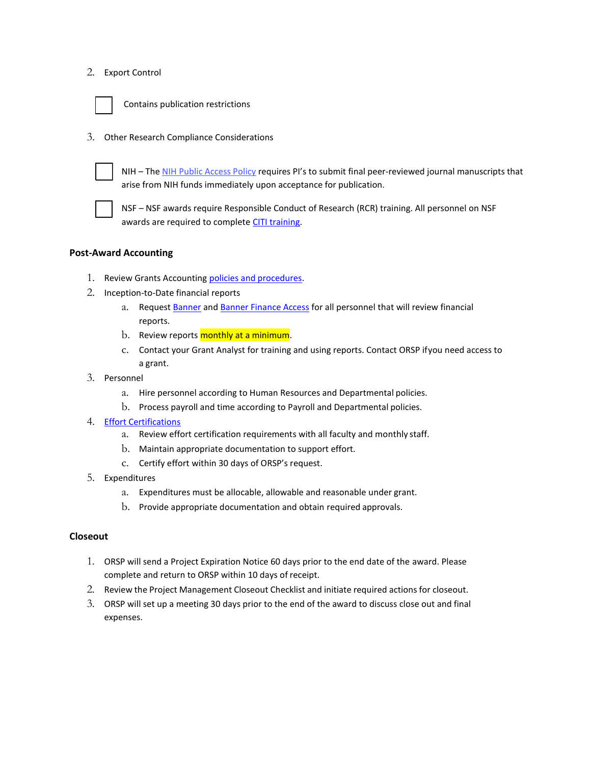2. Export Control

- [ ] Contains publication restrictions

3. Other Research Compliance Considerations

- [ ] NIH – The NIH Public Access Policy requires PI's to submit final peer-reviewed journal manuscripts that arise from NIH funds immediately upon acceptance for publication.
- [ ] NSF – NSF awards require Responsible Conduct of Research (RCR) training. All personnel on NSF awards are required to complete CITI training.

## Post-Award Accounting

1. Review Grants Accounting policies and procedures.
2. Inception-to-Date financial reports
   a. Request Banner and Banner Finance Access for all personnel that will review financial reports.
   b. Review reports monthly at a minimum.
   c. Contact your Grant Analyst for training and using reports. Contact ORSP if you need access to a grant.
3. Personnel
   a. Hire personnel according to Human Resources and Departmental policies.
   b. Process payroll and time according to Payroll and Departmental policies.
4. Effort Certifications
   a. Review effort certification requirements with all faculty and monthly staff.
   b. Maintain appropriate documentation to support effort.
   c. Certify effort within 30 days of ORSP's request.
5. Expenditures
   a. Expenditures must be allocable, allowable and reasonable under grant.
   b. Provide appropriate documentation and obtain required approvals.

## Closeout

1. ORSP will send a Project Expiration Notice 60 days prior to the end date of the award. Please complete and return to ORSP within 10 days of receipt.
2. Review the Project Management Closeout Checklist and initiate required actions for closeout.
3. ORSP will set up a meeting 30 days prior to the end of the award to discuss close out and final expenses.